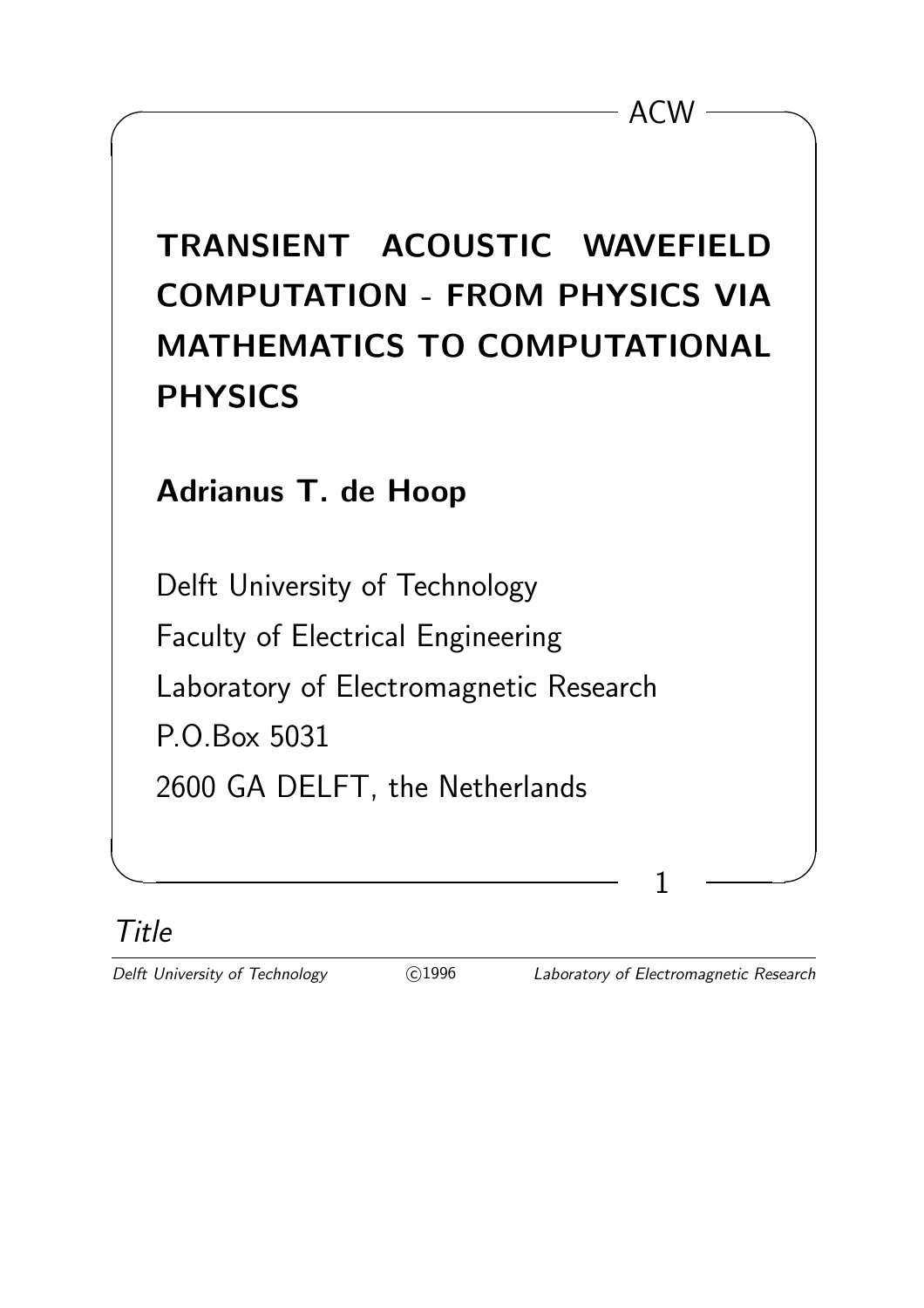# TRANSIENT ACOUSTIC WAVEFIELD COMPUTATION - FROM PHYSICS VIA MATHEMATICS TO COMPUTATIONAL PHYSICS

**Adrianus T. de Hoop**

Delft University of Technology
Faculty of Electrical Engineering
Laboratory of Electromagnetic Research
P.O.Box 5031
2600 GA DELFT, the Netherlands

*Title*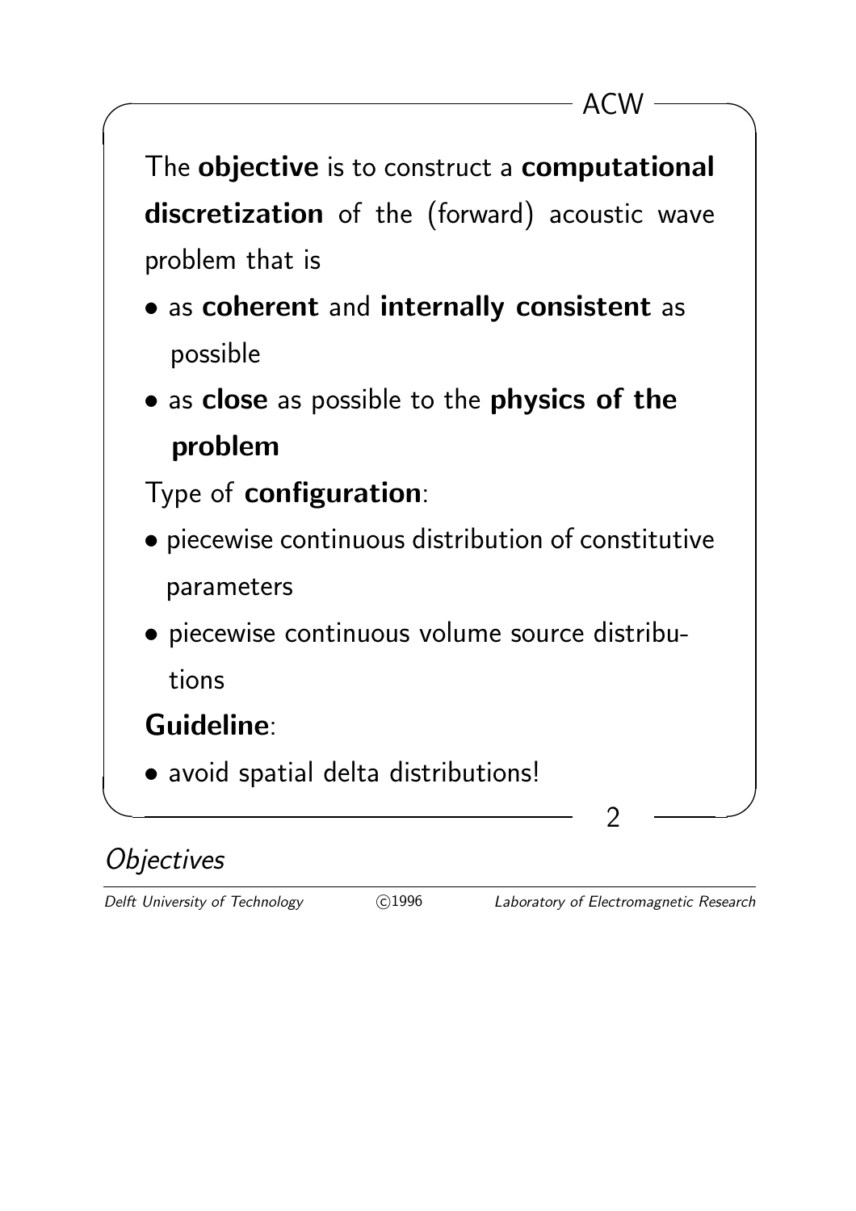The **objective** is to construct a **computational discretization** of the (forward) acoustic wave problem that is

- as **coherent** and **internally consistent** as possible
- as **close** as possible to the **physics of the problem**

Type of **configuration**:

- piecewise continuous distribution of constitutive parameters
- piecewise continuous volume source distributions

**Guideline**:

- avoid spatial delta distributions!

*Objectives*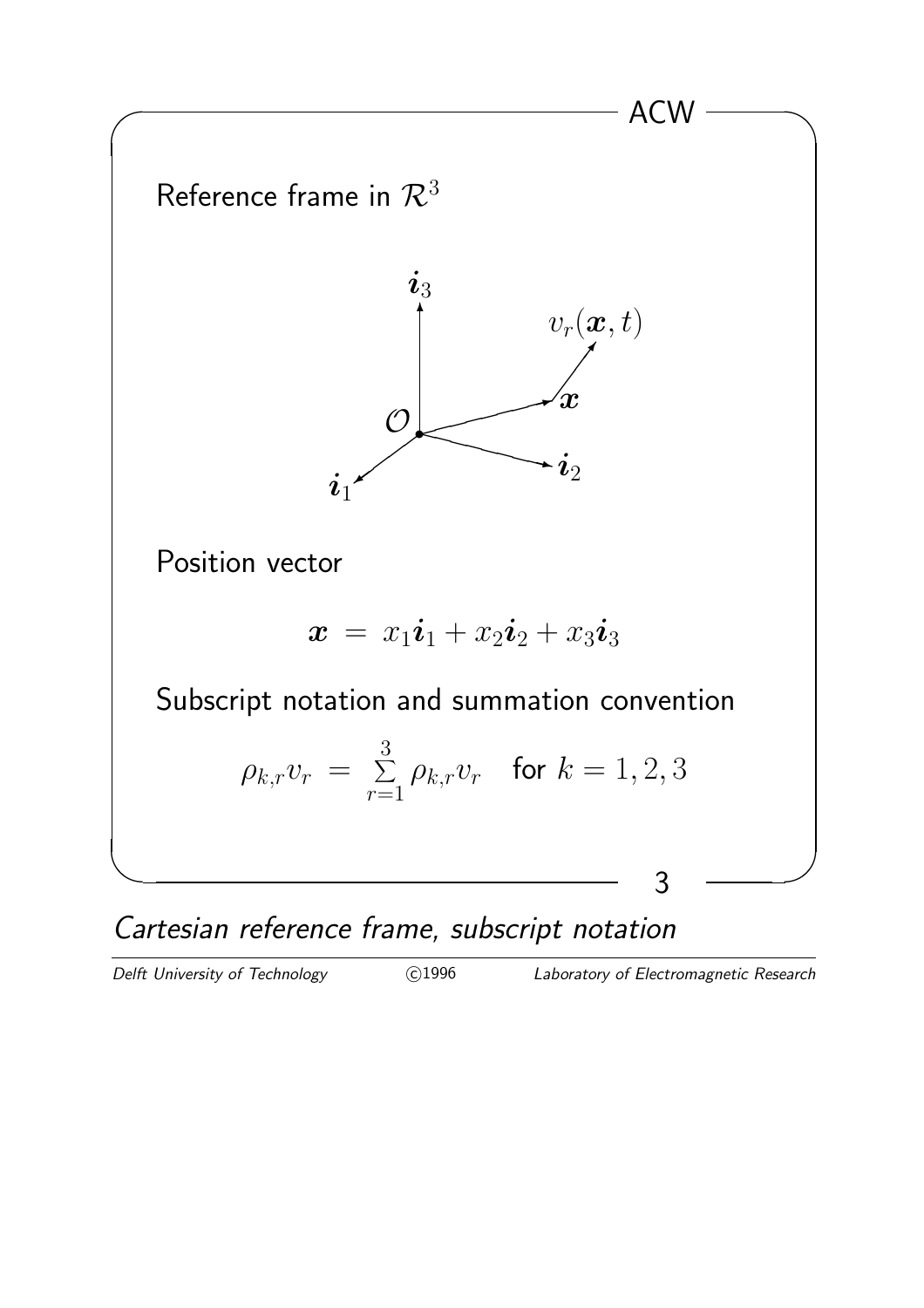Reference frame in $\mathcal{R}^3$

Position vector

$$\boldsymbol{x} \;=\; x_1\boldsymbol{i}_1 + x_2\boldsymbol{i}_2 + x_3\boldsymbol{i}_3$$

Subscript notation and summation convention

$$\rho_{k,r}v_r \;=\; \sum_{r=1}^{3} \rho_{k,r}v_r \quad \text{for } k = 1, 2, 3$$

*Cartesian reference frame, subscript notation*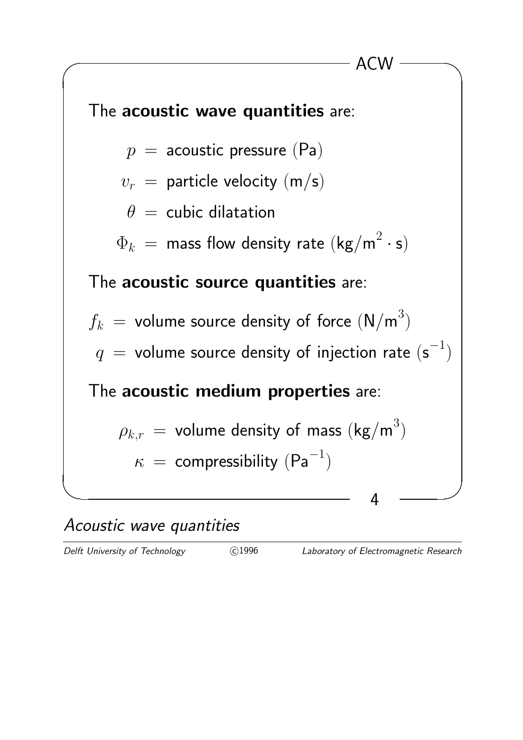The **acoustic wave quantities** are:

$$p = \text{acoustic pressure (Pa)}$$

$$v_r = \text{particle velocity (m/s)}$$

$$\theta = \text{cubic dilatation}$$

$$\Phi_k = \text{mass flow density rate } (\text{kg/m}^2 \cdot \text{s})$$

The **acoustic source quantities** are:

$$f_k = \text{volume source density of force } (\text{N/m}^3)$$

$$q = \text{volume source density of injection rate } (\text{s}^{-1})$$

The **acoustic medium properties** are:

$$\rho_{k,r} = \text{volume density of mass } (\text{kg/m}^3)$$

$$\kappa = \text{compressibility } (\text{Pa}^{-1})$$

*Acoustic wave quantities*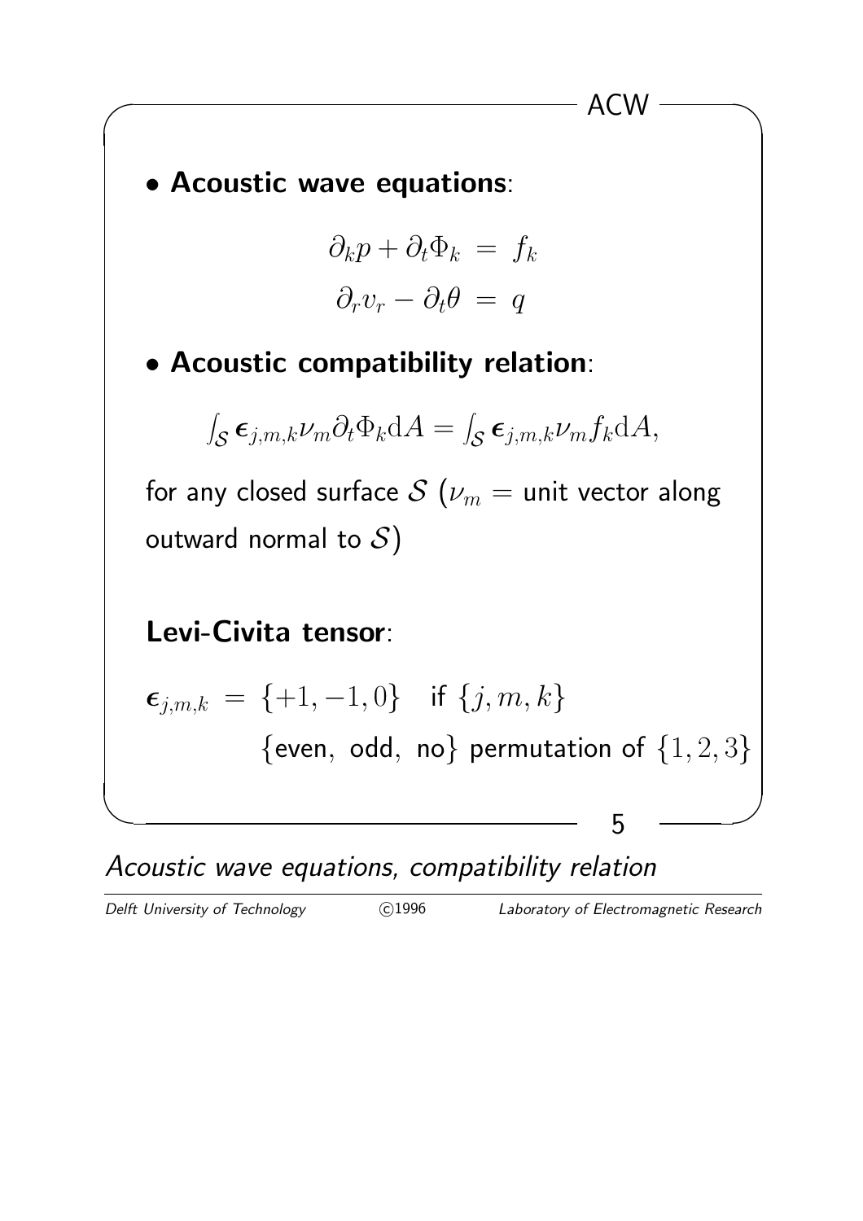- **Acoustic wave equations**:

$$\partial_k p + \partial_t \Phi_k = f_k$$
$$\partial_r v_r - \partial_t \theta = q$$

- **Acoustic compatibility relation**:

$$\int_{\mathcal{S}} \boldsymbol{\epsilon}_{j,m,k} \nu_m \partial_t \Phi_k \mathrm{d}A = \int_{\mathcal{S}} \boldsymbol{\epsilon}_{j,m,k} \nu_m f_k \mathrm{d}A,$$

for any closed surface $\mathcal{S}$ ($\nu_m =$ unit vector along outward normal to $\mathcal{S}$)

**Levi-Civita tensor**:

$$\boldsymbol{\epsilon}_{j,m,k} = \{+1, -1, 0\} \quad \text{if } \{j, m, k\}$$
$$\{\text{even, odd, no}\} \text{ permutation of } \{1, 2, 3\}$$

*Acoustic wave equations, compatibility relation*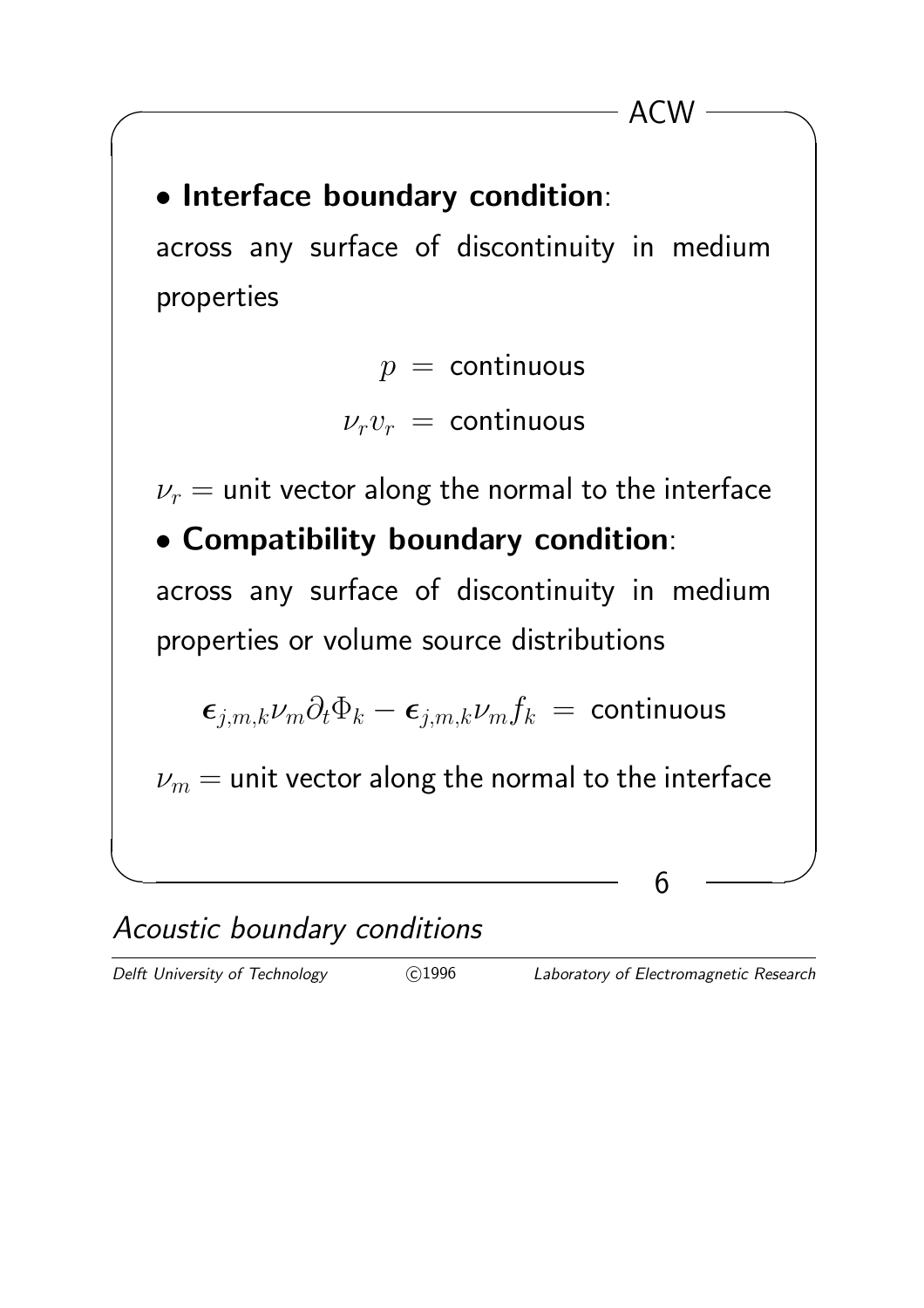- **Interface boundary condition**:

across any surface of discontinuity in medium properties

$$p = \text{ continuous}$$
$$\nu_r v_r = \text{ continuous}$$

$\nu_r =$ unit vector along the normal to the interface

- **Compatibility boundary condition**:

across any surface of discontinuity in medium properties or volume source distributions

$$\boldsymbol{\epsilon}_{j,m,k}\nu_m\partial_t\Phi_k - \boldsymbol{\epsilon}_{j,m,k}\nu_m f_k = \text{ continuous}$$

$\nu_m =$ unit vector along the normal to the interface

*Acoustic boundary conditions*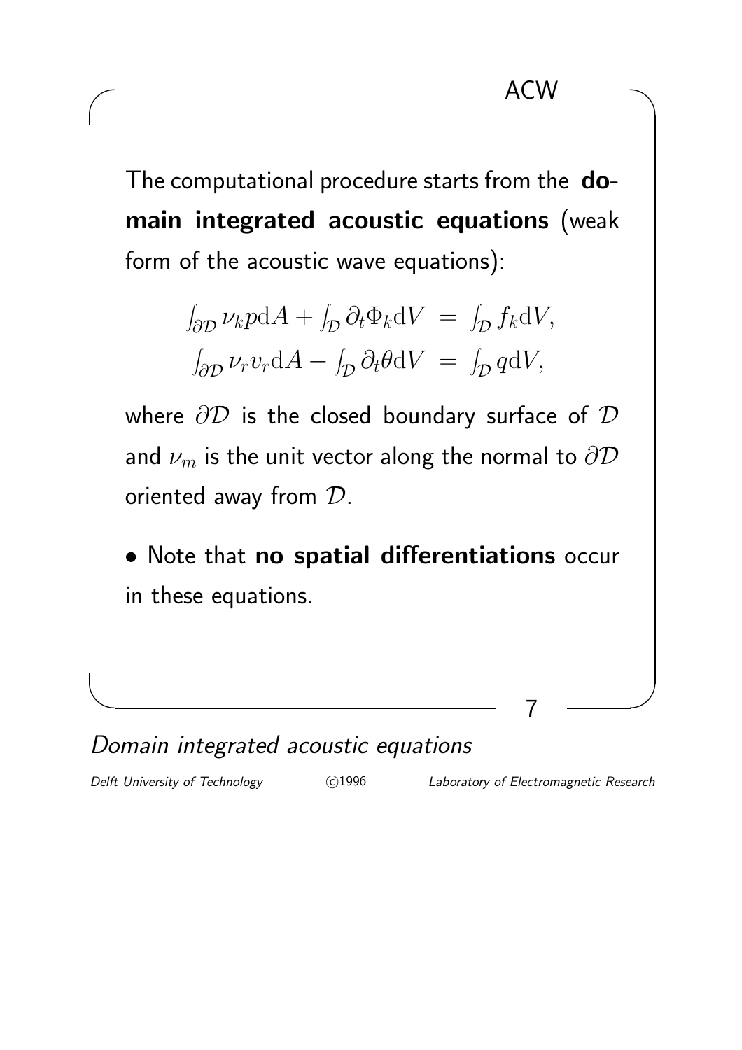The computational procedure starts from the **domain integrated acoustic equations** (weak form of the acoustic wave equations):

$$
\begin{aligned}
\int_{\partial\mathcal{D}} \nu_k p \mathrm{d}A + \int_{\mathcal{D}} \partial_t \Phi_k \mathrm{d}V &= \int_{\mathcal{D}} f_k \mathrm{d}V, \\
\int_{\partial\mathcal{D}} \nu_r v_r \mathrm{d}A - \int_{\mathcal{D}} \partial_t \theta \mathrm{d}V &= \int_{\mathcal{D}} q \mathrm{d}V,
\end{aligned}
$$

where $\partial\mathcal{D}$ is the closed boundary surface of $\mathcal{D}$ and $\nu_m$ is the unit vector along the normal to $\partial\mathcal{D}$ oriented away from $\mathcal{D}$.

- Note that **no spatial differentiations** occur in these equations.

*Domain integrated acoustic equations*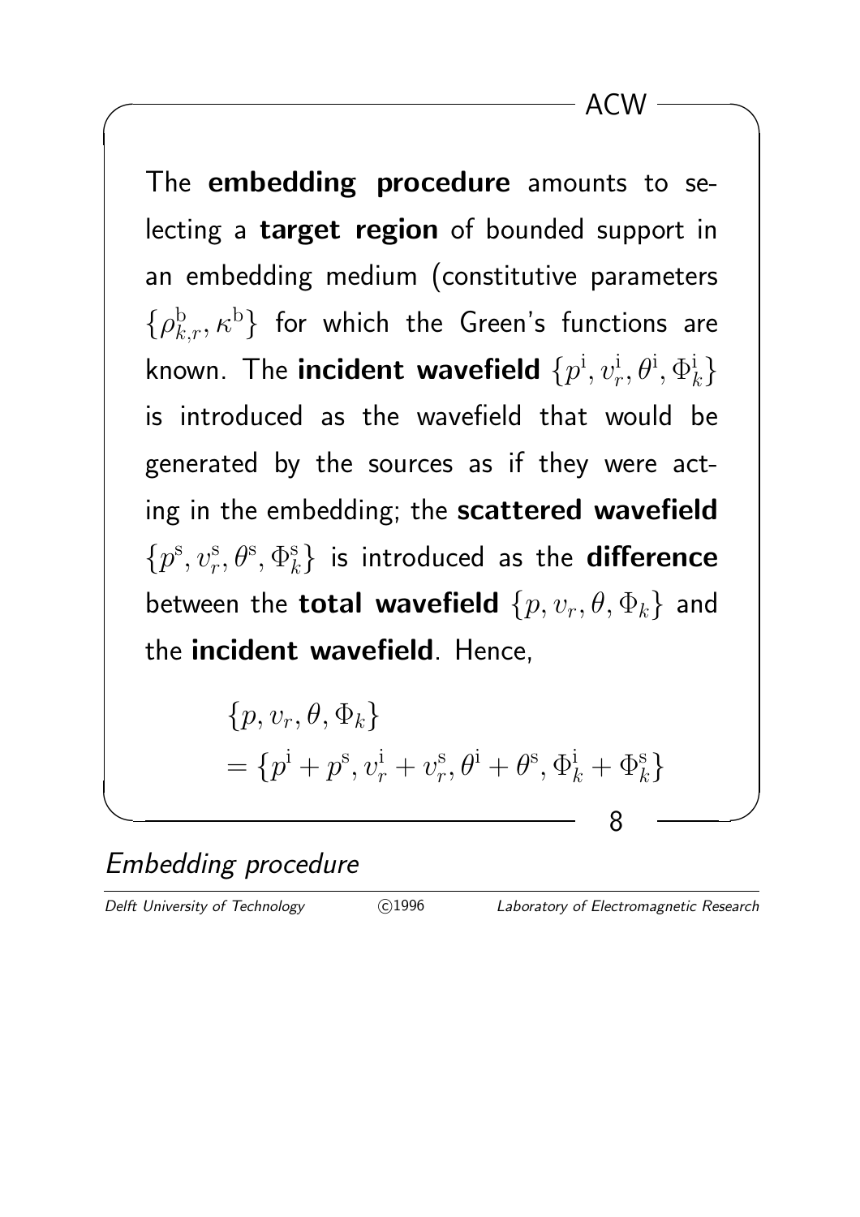The **embedding procedure** amounts to selecting a **target region** of bounded support in an embedding medium (constitutive parameters $\{\rho^{\rm b}_{k,r}, \kappa^{\rm b}\}$ for which the Green's functions are known. The **incident wavefield** $\{p^{\rm i}, v^{\rm i}_r, \theta^{\rm i}, \Phi^{\rm i}_k\}$ is introduced as the wavefield that would be generated by the sources as if they were acting in the embedding; the **scattered wavefield** $\{p^{\rm s}, v^{\rm s}_r, \theta^{\rm s}, \Phi^{\rm s}_k\}$ is introduced as the **difference** between the **total wavefield** $\{p, v_r, \theta, \Phi_k\}$ and the **incident wavefield**. Hence,

$$
\begin{aligned}
&\{p, v_r, \theta, \Phi_k\} \\
&= \{p^{\rm i} + p^{\rm s}, v^{\rm i}_r + v^{\rm s}_r, \theta^{\rm i} + \theta^{\rm s}, \Phi^{\rm i}_k + \Phi^{\rm s}_k\}
\end{aligned}
$$

*Embedding procedure*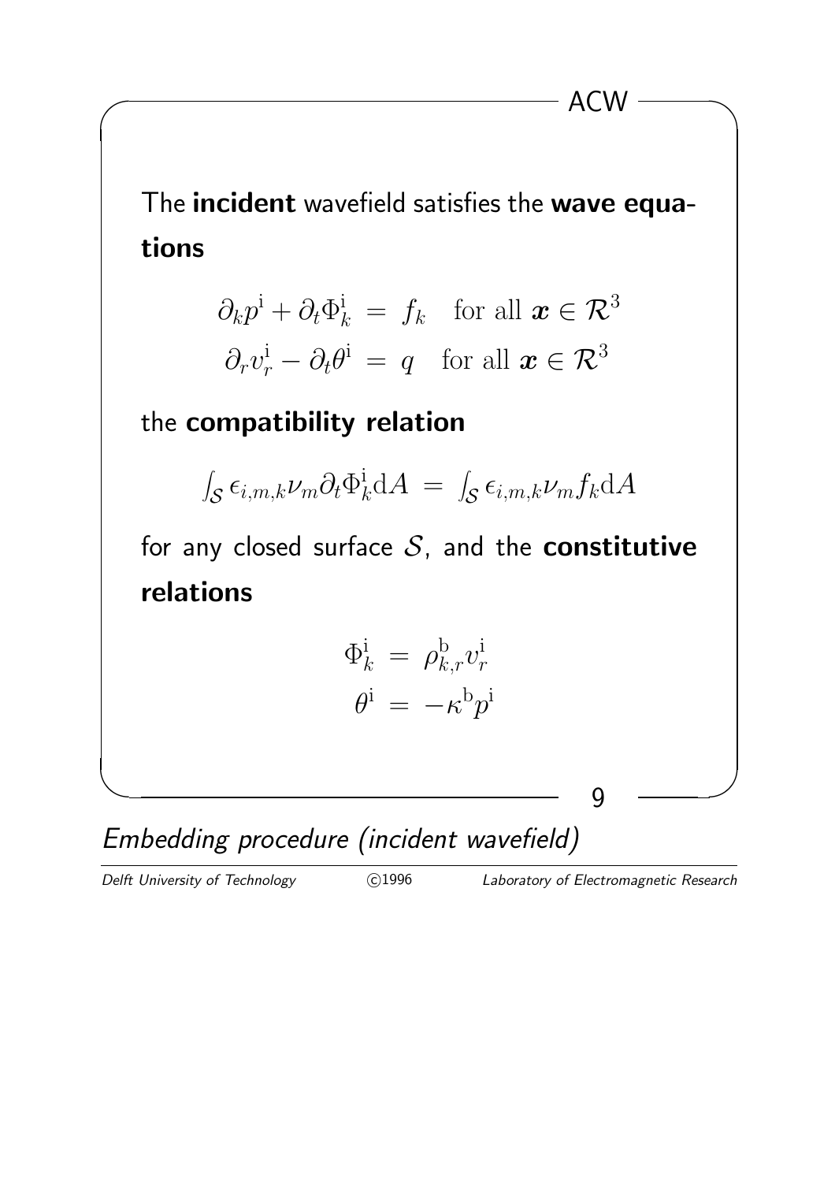The **incident** wavefield satisfies the **wave equations**

$$\partial_k p^{\mathrm{i}} + \partial_t \Phi_k^{\mathrm{i}} \;=\; f_k \quad \text{for all } \boldsymbol{x} \in \mathcal{R}^3$$

$$\partial_r v_r^{\mathrm{i}} - \partial_t \theta^{\mathrm{i}} \;=\; q \quad \text{for all } \boldsymbol{x} \in \mathcal{R}^3$$

the **compatibility relation**

$$\int_{\mathcal{S}} \epsilon_{i,m,k} \nu_m \partial_t \Phi_k^{\mathrm{i}} \mathrm{d}A \;=\; \int_{\mathcal{S}} \epsilon_{i,m,k} \nu_m f_k \mathrm{d}A$$

for any closed surface $\mathcal{S}$, and the **constitutive relations**

$$\Phi_k^{\mathrm{i}} \;=\; \rho_{k,r}^{\mathrm{b}} v_r^{\mathrm{i}}$$

$$\theta^{\mathrm{i}} \;=\; -\kappa^{\mathrm{b}} p^{\mathrm{i}}$$

*Embedding procedure (incident wavefield)*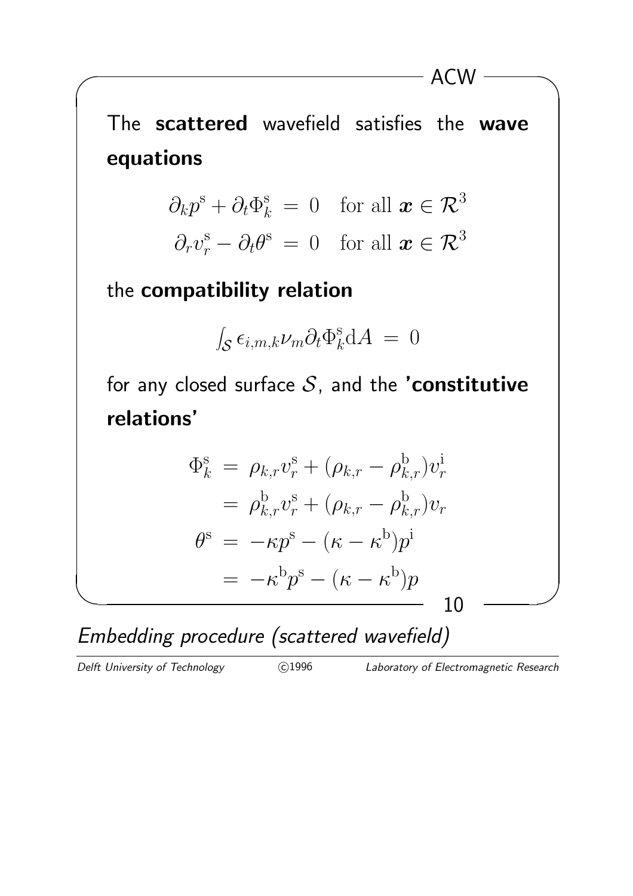The **scattered** wavefield satisfies the **wave equations**

$$\partial_k p^{\mathrm{s}} + \partial_t \Phi_k^{\mathrm{s}} = 0 \quad \text{for all } \boldsymbol{x} \in \mathcal{R}^3$$

$$\partial_r v_r^{\mathrm{s}} - \partial_t \theta^{\mathrm{s}} = 0 \quad \text{for all } \boldsymbol{x} \in \mathcal{R}^3$$

the **compatibility relation**

$$\int_{\mathcal{S}} \epsilon_{i,m,k} \nu_m \partial_t \Phi_k^{\mathrm{s}} \mathrm{d}A = 0$$

for any closed surface $\mathcal{S}$, and the **'constitutive relations'**

$$\begin{aligned}
\Phi_k^{\mathrm{s}} &= \rho_{k,r} v_r^{\mathrm{s}} + (\rho_{k,r} - \rho_{k,r}^{\mathrm{b}}) v_r^{\mathrm{i}} \\
&= \rho_{k,r}^{\mathrm{b}} v_r^{\mathrm{s}} + (\rho_{k,r} - \rho_{k,r}^{\mathrm{b}}) v_r \\
\theta^{\mathrm{s}} &= -\kappa p^{\mathrm{s}} - (\kappa - \kappa^{\mathrm{b}}) p^{\mathrm{i}} \\
&= -\kappa^{\mathrm{b}} p^{\mathrm{s}} - (\kappa - \kappa^{\mathrm{b}}) p
\end{aligned}$$

*Embedding procedure (scattered wavefield)*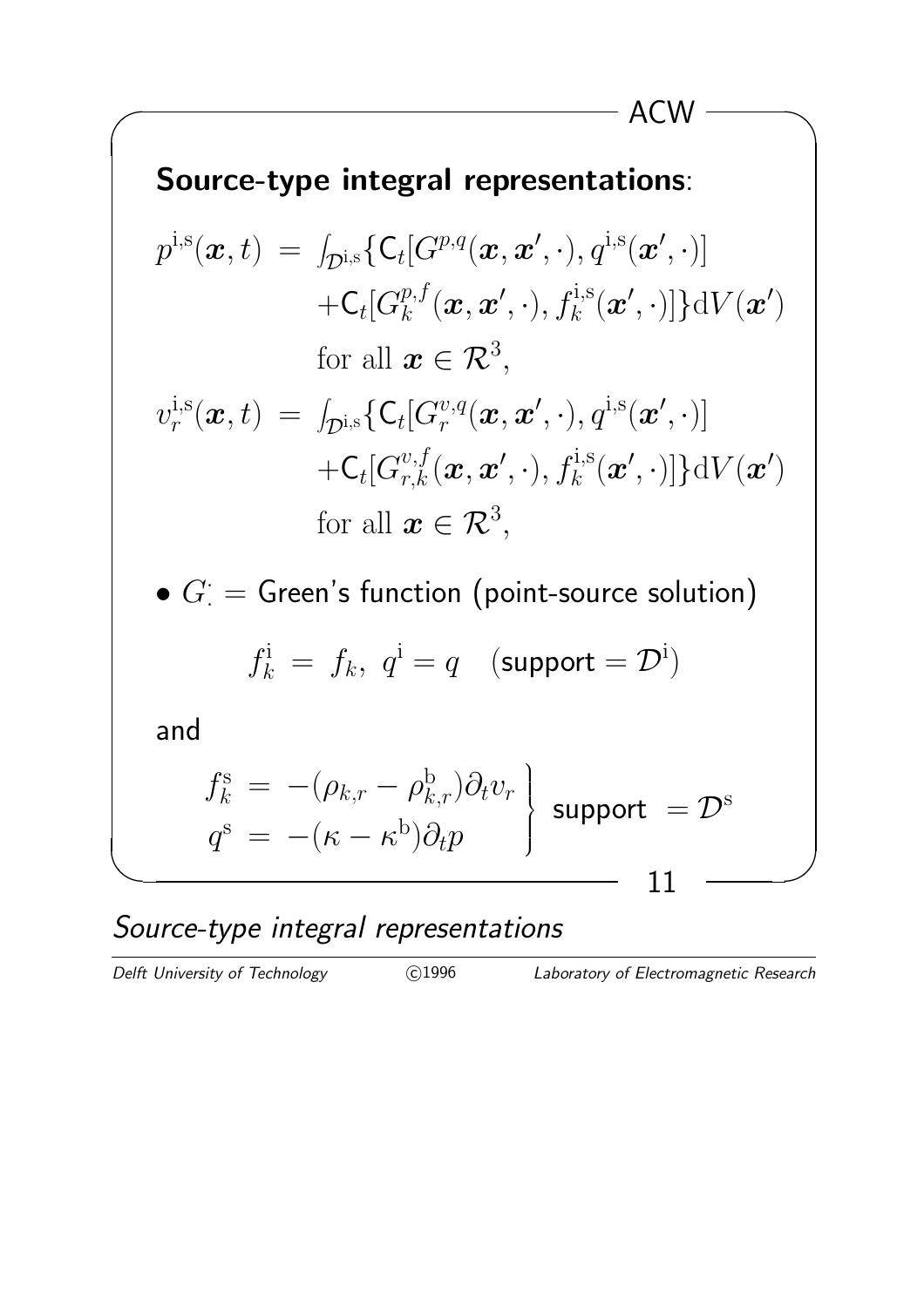## Source-type integral representations:

$$
\begin{aligned}
p^{\mathrm{i,s}}(\boldsymbol{x},t) \;=\; & \int_{\mathcal{D}^{\mathrm{i,s}}} \{ \mathsf{C}_t[G^{p,q}(\boldsymbol{x},\boldsymbol{x}',\cdot), q^{\mathrm{i,s}}(\boldsymbol{x}',\cdot)] \\
& + \mathsf{C}_t[G_k^{p,f}(\boldsymbol{x},\boldsymbol{x}',\cdot), f_k^{\mathrm{i,s}}(\boldsymbol{x}',\cdot)] \} \mathrm{d}V(\boldsymbol{x}') \\
& \text{for all } \boldsymbol{x} \in \mathcal{R}^3,
\end{aligned}
$$

$$
\begin{aligned}
v_r^{\mathrm{i,s}}(\boldsymbol{x},t) \;=\; & \int_{\mathcal{D}^{\mathrm{i,s}}} \{ \mathsf{C}_t[G_r^{v,q}(\boldsymbol{x},\boldsymbol{x}',\cdot), q^{\mathrm{i,s}}(\boldsymbol{x}',\cdot)] \\
& + \mathsf{C}_t[G_{r,k}^{v,f}(\boldsymbol{x},\boldsymbol{x}',\cdot), f_k^{\mathrm{i,s}}(\boldsymbol{x}',\cdot)] \} \mathrm{d}V(\boldsymbol{x}') \\
& \text{for all } \boldsymbol{x} \in \mathcal{R}^3,
\end{aligned}
$$

- $G_{\cdot}^{\cdot}$ = Green's function (point-source solution)

$$
f_k^{\mathrm{i}} \;=\; f_k, \;\; q^{\mathrm{i}} = q \quad (\text{support} = \mathcal{D}^{\mathrm{i}})
$$

and

$$
\left.
\begin{aligned}
f_k^{\mathrm{s}} \;&=\; -(\rho_{k,r} - \rho_{k,r}^{\mathrm{b}})\partial_t v_r \\
q^{\mathrm{s}} \;&=\; -(\kappa - \kappa^{\mathrm{b}})\partial_t p
\end{aligned}
\right\} \; \text{support } = \mathcal{D}^{\mathrm{s}}
$$

*Source-type integral representations*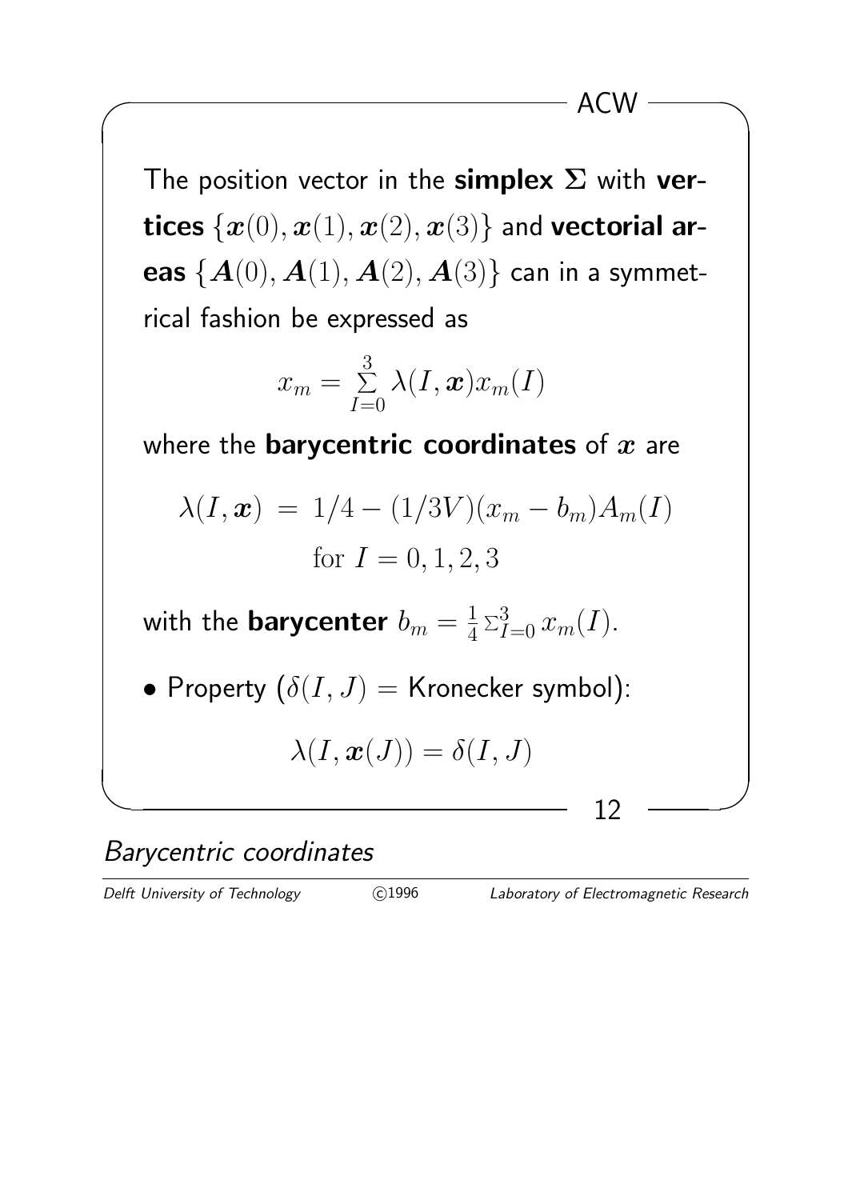The position vector in the **simplex** $\boldsymbol{\Sigma}$ with **vertices** $\{\boldsymbol{x}(0), \boldsymbol{x}(1), \boldsymbol{x}(2), \boldsymbol{x}(3)\}$ and **vectorial areas** $\{\boldsymbol{A}(0), \boldsymbol{A}(1), \boldsymbol{A}(2), \boldsymbol{A}(3)\}$ can in a symmetrical fashion be expressed as

$$x_m = \sum_{I=0}^{3} \lambda(I, \boldsymbol{x}) x_m(I)$$

where the **barycentric coordinates** of $\boldsymbol{x}$ are

$$\lambda(I, \boldsymbol{x}) \; = \; 1/4 - (1/3V)(x_m - b_m)A_m(I) \quad \text{for } I = 0, 1, 2, 3$$

with the **barycenter** $b_m = \frac{1}{4}\Sigma_{I=0}^{3}\, x_m(I)$.

- Property ($\delta(I, J) =$ Kronecker symbol):

$$\lambda(I, \boldsymbol{x}(J)) = \delta(I, J)$$

*Barycentric coordinates*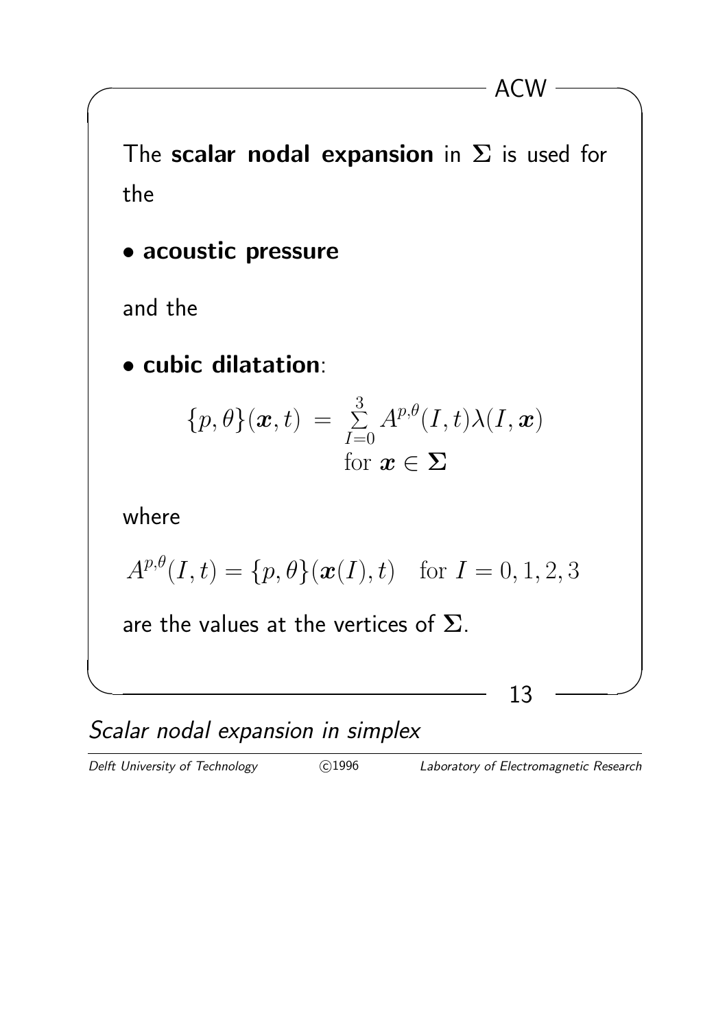The **scalar nodal expansion** in $\mathbf{\Sigma}$ is used for the

- **acoustic pressure**

and the

- **cubic dilatation**:

$$\{p, \theta\}(\boldsymbol{x}, t) = \sum_{I=0}^{3} A^{p,\theta}(I, t)\lambda(I, \boldsymbol{x}) \quad \text{for } \boldsymbol{x} \in \mathbf{\Sigma}$$

where

$$A^{p,\theta}(I, t) = \{p, \theta\}(\boldsymbol{x}(I), t) \quad \text{for } I = 0, 1, 2, 3$$

are the values at the vertices of $\mathbf{\Sigma}$.

*Scalar nodal expansion in simplex*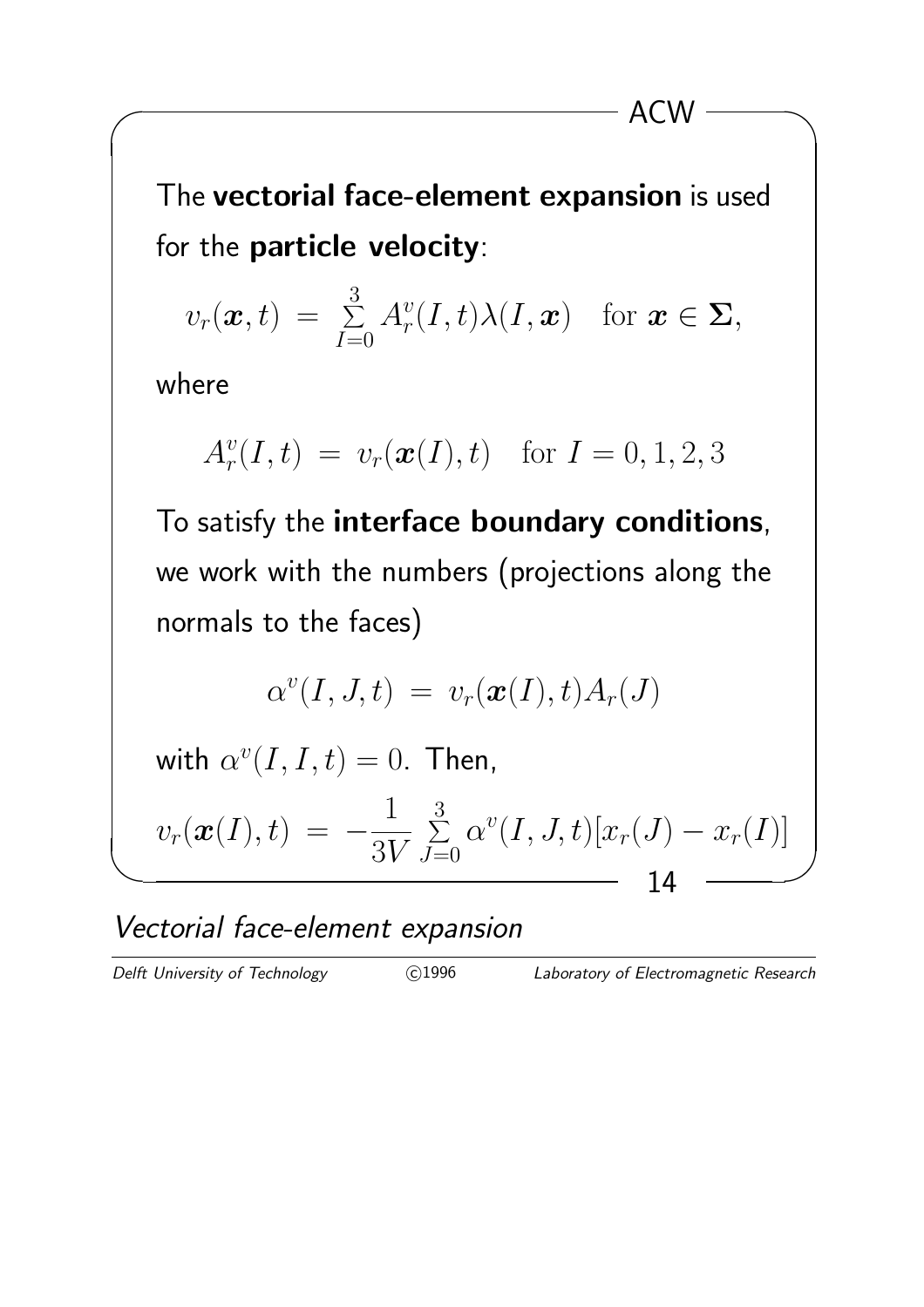The **vectorial face-element expansion** is used for the **particle velocity**:

$$v_r(\boldsymbol{x},t) \;=\; \sum_{I=0}^{3} A_r^v(I,t)\lambda(I,\boldsymbol{x}) \quad \text{for } \boldsymbol{x} \in \boldsymbol{\Sigma},$$

where

$$A_r^v(I,t) \;=\; v_r(\boldsymbol{x}(I),t) \quad \text{for } I = 0,1,2,3$$

To satisfy the **interface boundary conditions**, we work with the numbers (projections along the normals to the faces)

$$\alpha^v(I,J,t) \;=\; v_r(\boldsymbol{x}(I),t)A_r(J)$$

with $\alpha^v(I,I,t) = 0$. Then,

$$v_r(\boldsymbol{x}(I),t) \;=\; -\frac{1}{3V}\sum_{J=0}^{3} \alpha^v(I,J,t)[x_r(J) - x_r(I)]$$

*Vectorial face-element expansion*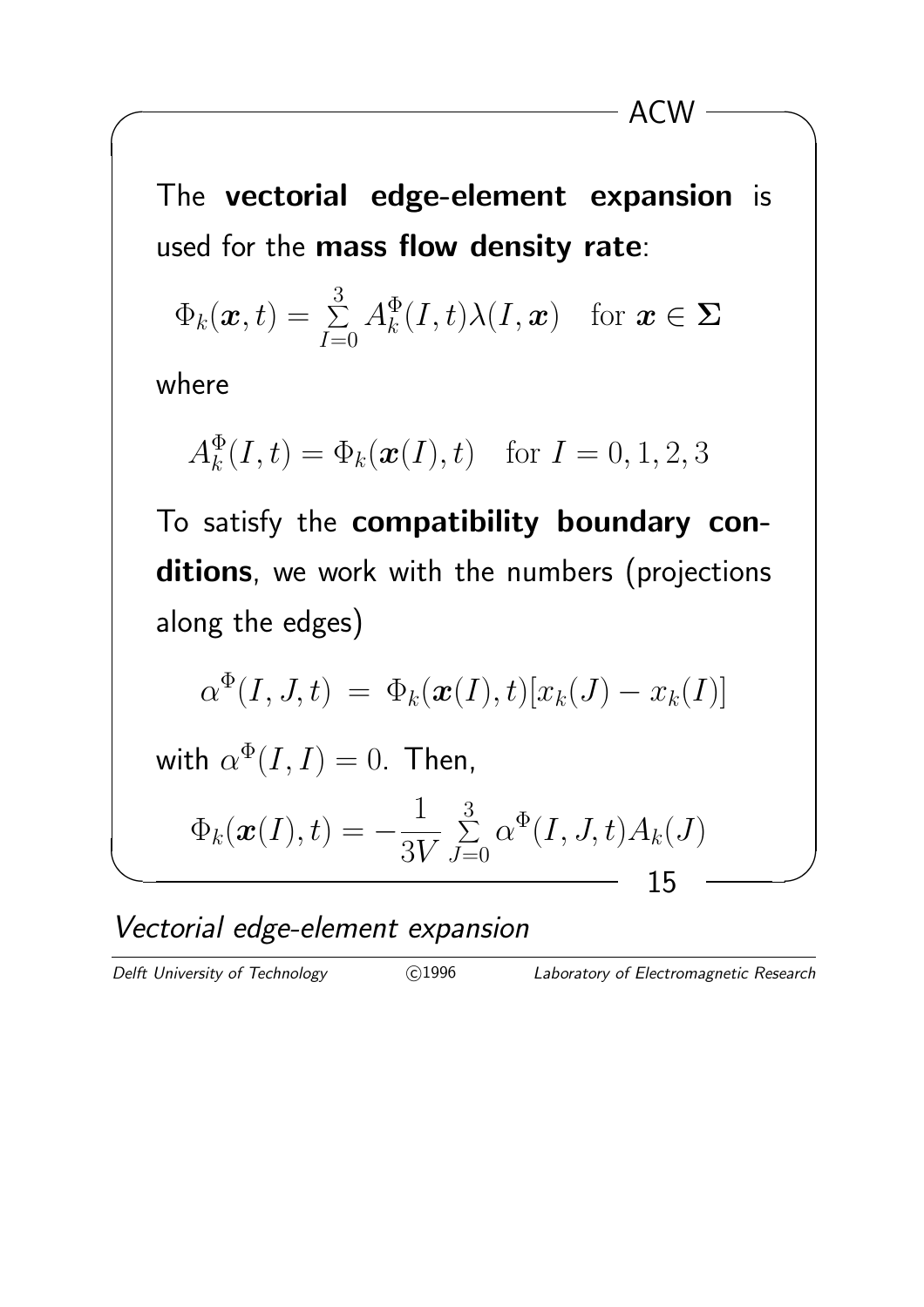The **vectorial edge-element expansion** is used for the **mass flow density rate**:

$$\Phi_k(\boldsymbol{x},t) = \sum_{I=0}^{3} A_k^{\Phi}(I,t)\lambda(I,\boldsymbol{x}) \quad \text{for } \boldsymbol{x} \in \boldsymbol{\Sigma}$$

where

$$A_k^{\Phi}(I,t) = \Phi_k(\boldsymbol{x}(I),t) \quad \text{for } I = 0,1,2,3$$

To satisfy the **compatibility boundary conditions**, we work with the numbers (projections along the edges)

$$\alpha^{\Phi}(I,J,t) \;=\; \Phi_k(\boldsymbol{x}(I),t)[x_k(J) - x_k(I)]$$

with $\alpha^{\Phi}(I,I) = 0$. Then,

$$\Phi_k(\boldsymbol{x}(I),t) = -\frac{1}{3V} \sum_{J=0}^{3} \alpha^{\Phi}(I,J,t) A_k(J)$$

*Vectorial edge-element expansion*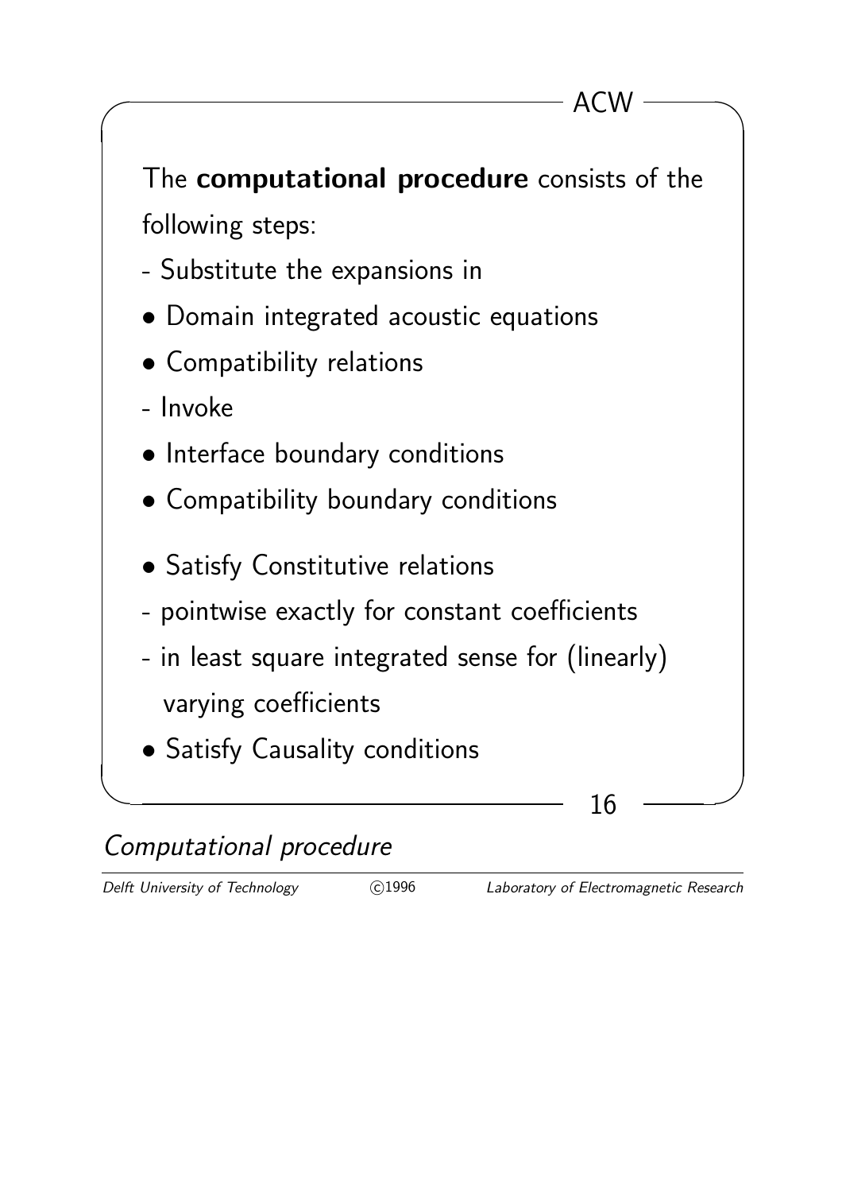The **computational procedure** consists of the following steps:

- Substitute the expansions in

- Domain integrated acoustic equations
- Compatibility relations

- Invoke

- Interface boundary conditions
- Compatibility boundary conditions
- Satisfy Constitutive relations

- pointwise exactly for constant coefficients
- in least square integrated sense for (linearly) varying coefficients

- Satisfy Causality conditions

*Computational procedure*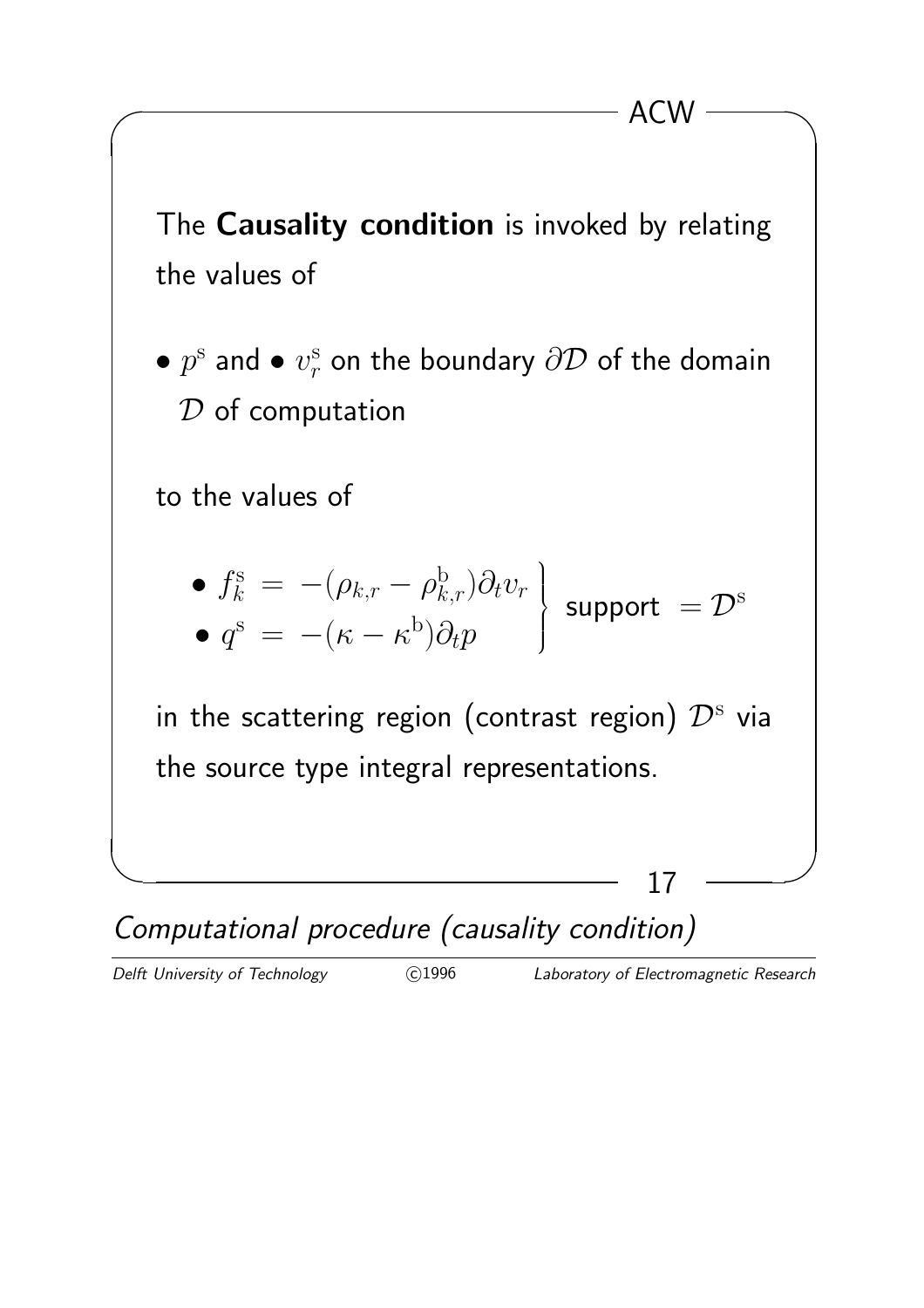The **Causality condition** is invoked by relating the values of

- $p^{\mathrm{s}}$ and • $v_r^{\mathrm{s}}$ on the boundary $\partial\mathcal{D}$ of the domain $\mathcal{D}$ of computation

to the values of

$$\left.\begin{array}{l} \bullet\ f_k^{\mathrm{s}} \;=\; -(\rho_{k,r} - \rho_{k,r}^{\mathrm{b}})\partial_t v_r \\ \bullet\ q^{\mathrm{s}} \;=\; -(\kappa - \kappa^{\mathrm{b}})\partial_t p \end{array}\right\} \ \text{support} \ = \mathcal{D}^{\mathrm{s}}$$

in the scattering region (contrast region) $\mathcal{D}^{\mathrm{s}}$ via the source type integral representations.

*Computational procedure (causality condition)*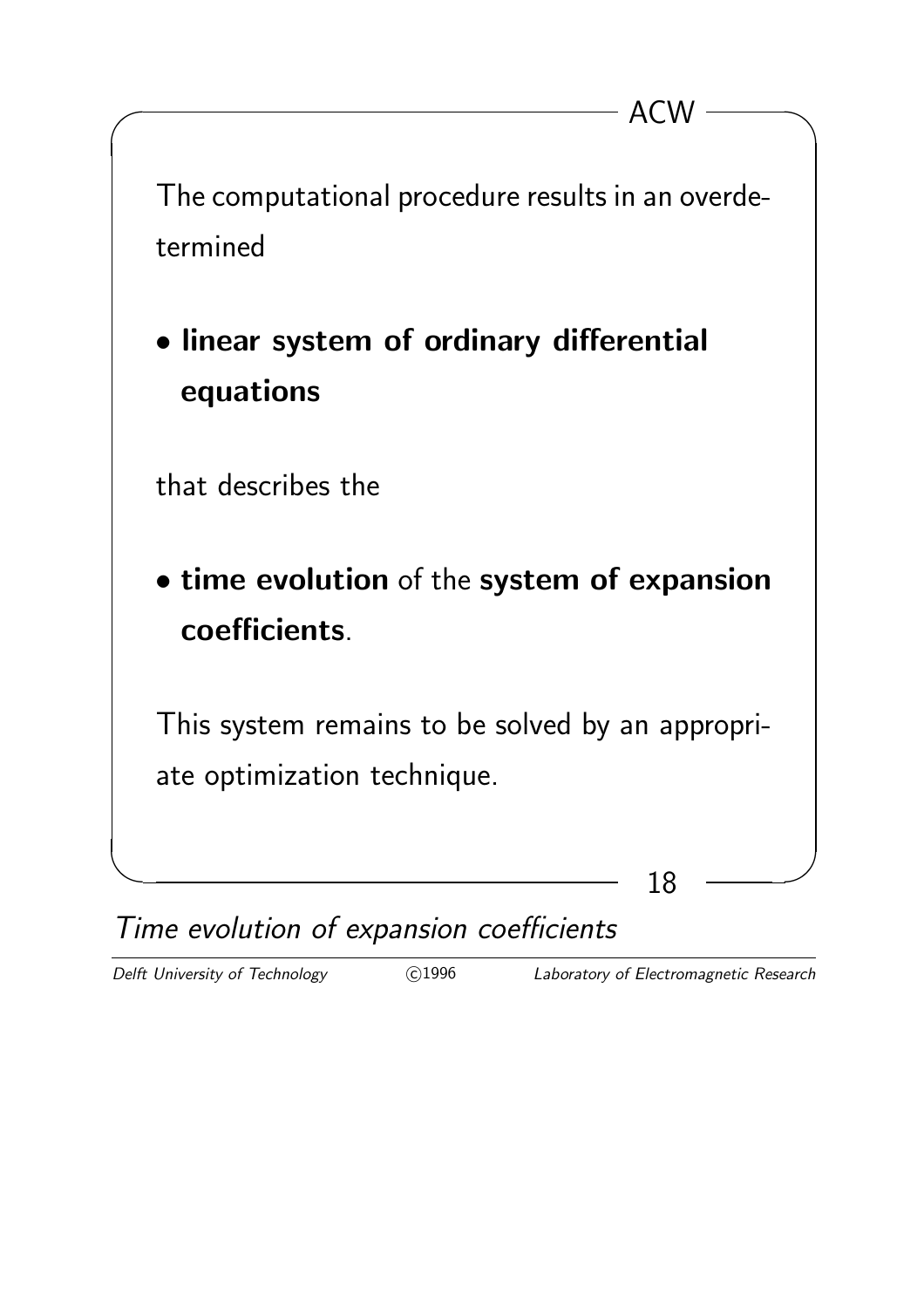The computational procedure results in an overdetermined

- **linear system of ordinary differential equations**

that describes the

- **time evolution** of the **system of expansion coefficients**.

This system remains to be solved by an appropriate optimization technique.

*Time evolution of expansion coefficients*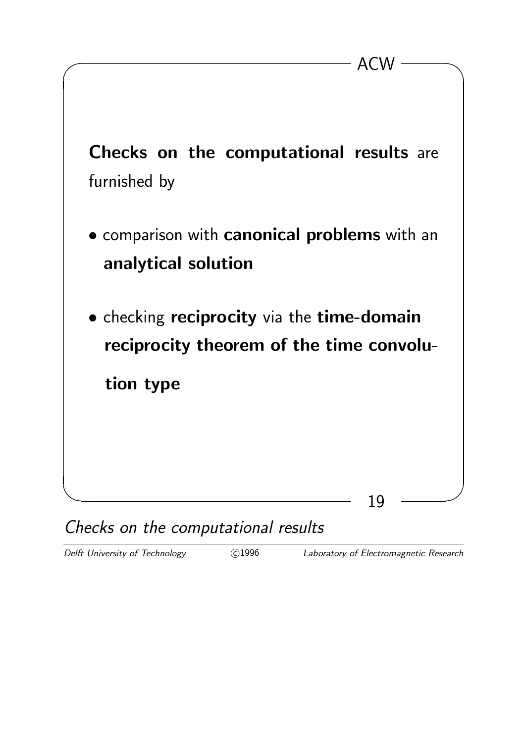**Checks on the computational results** are furnished by

- comparison with **canonical problems** with an **analytical solution**
- checking **reciprocity** via the **time-domain reciprocity theorem of the time convolution type**

*Checks on the computational results*